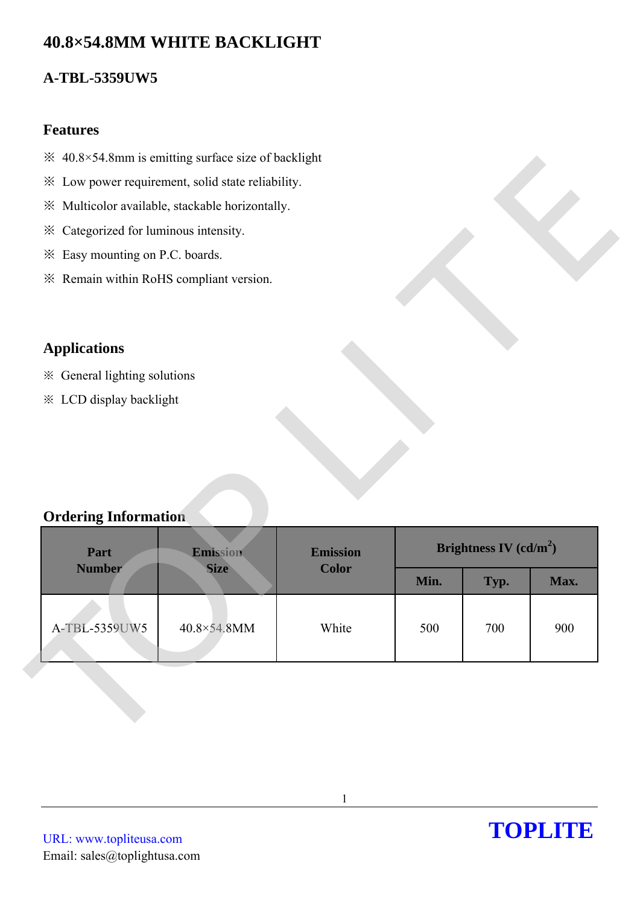# 40.8×54.8MM WHITE BACKLIGHT

## A-TBL-5359UW5

### Features

※ 40.8×54.8mm is emitting surface size of backlight

※ Low power requirement, solid state reliability.

※ Multicolor available, stackable horizontally.

※ Categorized for luminous intensity.

※ Easy mounting on P.C. boards.

※ Remain within RoHS compliant version.

### Applications

※ General lighting solutions

※ LCD display backlight

### Ordering Information

| Part Number | Emission Size | Emission Color | Brightness IV (cd/m$^2$) | | |
|---|---|---|---|---|---|
| | | | Min. | Typ. | Max. |
| A-TBL-5359UW5 | 40.8×54.8MM | White | 500 | 700 | 900 |

URL: www.topliteusa.com
Email: sales@toplightusa.com

**TOPLITE**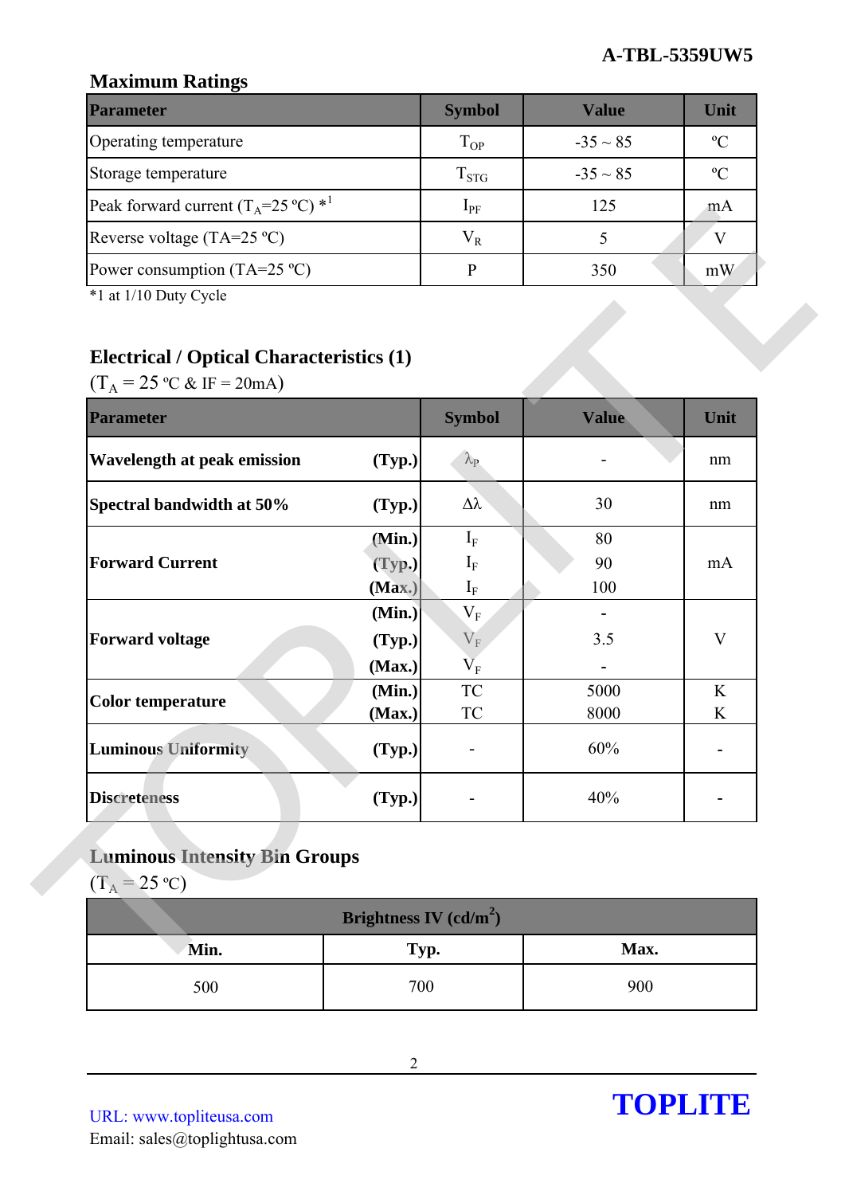## Maximum Ratings

| Parameter | Symbol | Value | Unit |
|---|---|---|---|
| Operating temperature | $T_{OP}$ | -35 ~ 85 | ºC |
| Storage temperature | $T_{STG}$ | -35 ~ 85 | ºC |
| Peak forward current ($T_A$=25 ºC) *1 | $I_{PF}$ | 125 | mA |
| Reverse voltage (TA=25 ºC) | $V_R$ | 5 | V |
| Power consumption (TA=25 ºC) | P | 350 | mW |

*1 at 1/10 Duty Cycle

## Electrical / Optical Characteristics (1)

($T_A$ = 25 ºC & IF = 20mA)

| Parameter | | Symbol | Value | Unit |
|---|---|---|---|---|
| **Wavelength at peak emission** | **(Typ.)** | $\lambda_P$ | - | nm |
| **Spectral bandwidth at 50%** | **(Typ.)** | $\Delta\lambda$ | 30 | nm |
| **Forward Current** | **(Min.)** | $I_F$ | 80 | mA |
| | **(Typ.)** | $I_F$ | 90 | |
| | **(Max.)** | $I_F$ | 100 | |
| **Forward voltage** | **(Min.)** | $V_F$ | - | V |
| | **(Typ.)** | $V_F$ | 3.5 | |
| | **(Max.)** | $V_F$ | - | |
| **Color temperature** | **(Min.)** | TC | 5000 | K |
| | **(Max.)** | TC | 8000 | K |
| **Luminous Uniformity** | **(Typ.)** | - | 60% | - |
| **Discreteness** | **(Typ.)** | - | 40% | - |

## Luminous Intensity Bin Groups

($T_A$ = 25 ºC)

| Brightness IV (cd/m$^2$) | | |
|---|---|---|
| **Min.** | **Typ.** | **Max.** |
| 500 | 700 | 900 |

URL: www.topliteusa.com
Email: sales@toplightusa.com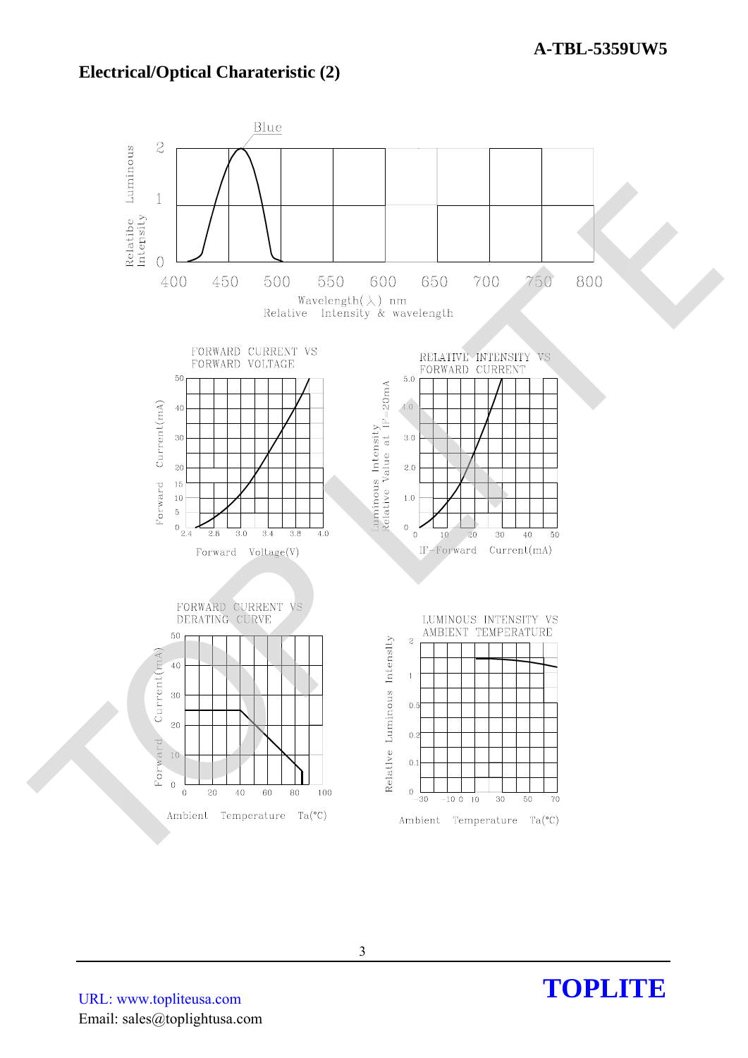## Electrical/Optical Charateristic (2)

Blue

Relatibe Luminous Intensity

Wavelength(λ) nm

Relative Intensity & wavelength

FORWARD CURRENT VS FORWARD VOLTAGE

Forward Current(mA)

Forward Voltage(V)

RELATIVE INTENSITY VS FORWARD CURRENT

Luminous Intensity Relative Value at IF=20mA

IF-Forward Current(mA)

FORWARD CURRENT VS DERATING CURVE

Forward Current(mA)

Ambient Temperature Ta(°C)

LUMINOUS INTENSITY VS AMBIENT TEMPERATURE

Relative Luminous Intensity

Ambient Temperature Ta(°C)

URL: www.topliteusa.com

Email: sales@toplightusa.com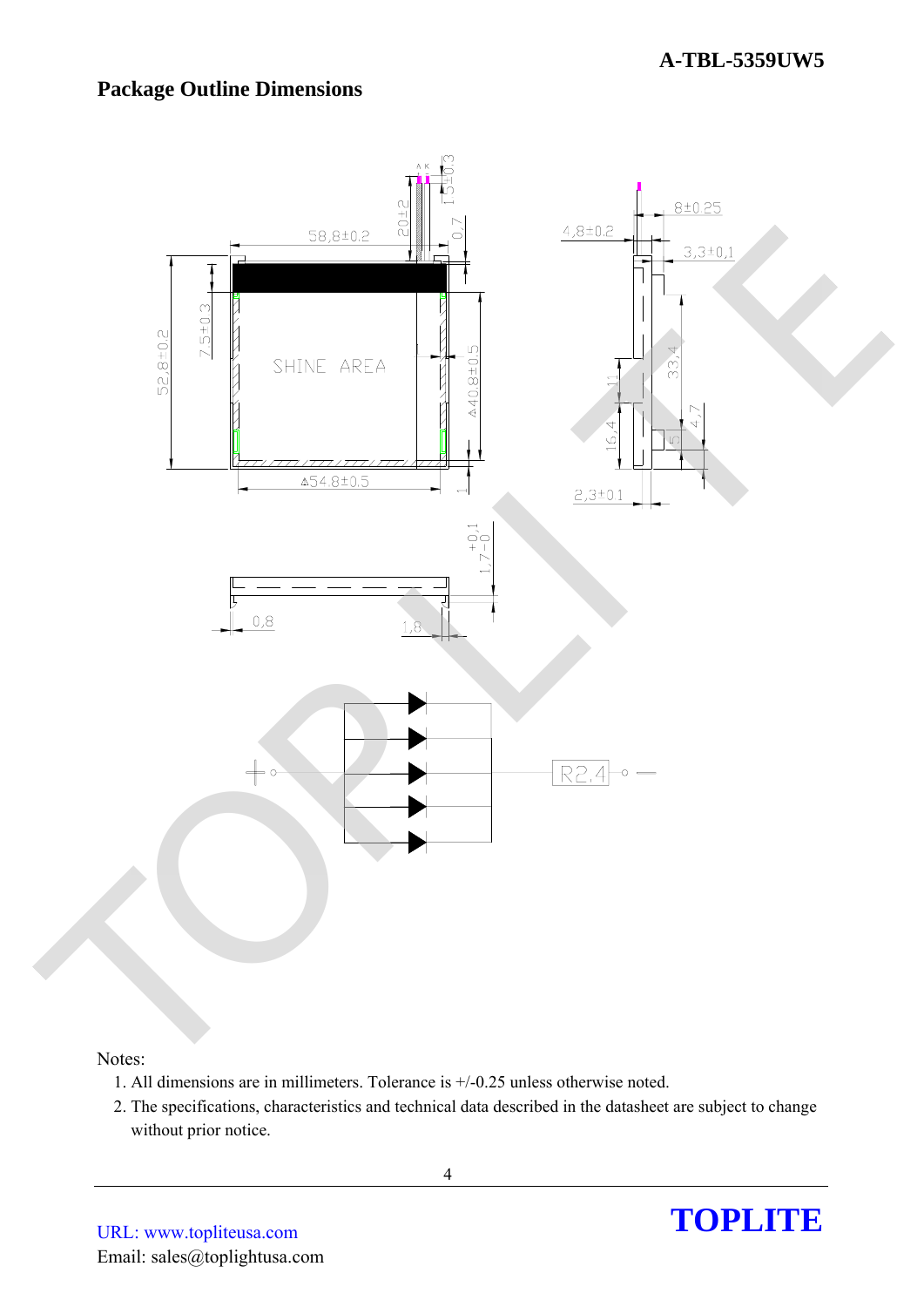## Package Outline Dimensions

Notes:

1. All dimensions are in millimeters. Tolerance is +/-0.25 unless otherwise noted.
2. The specifications, characteristics and technical data described in the datasheet are subject to change without prior notice.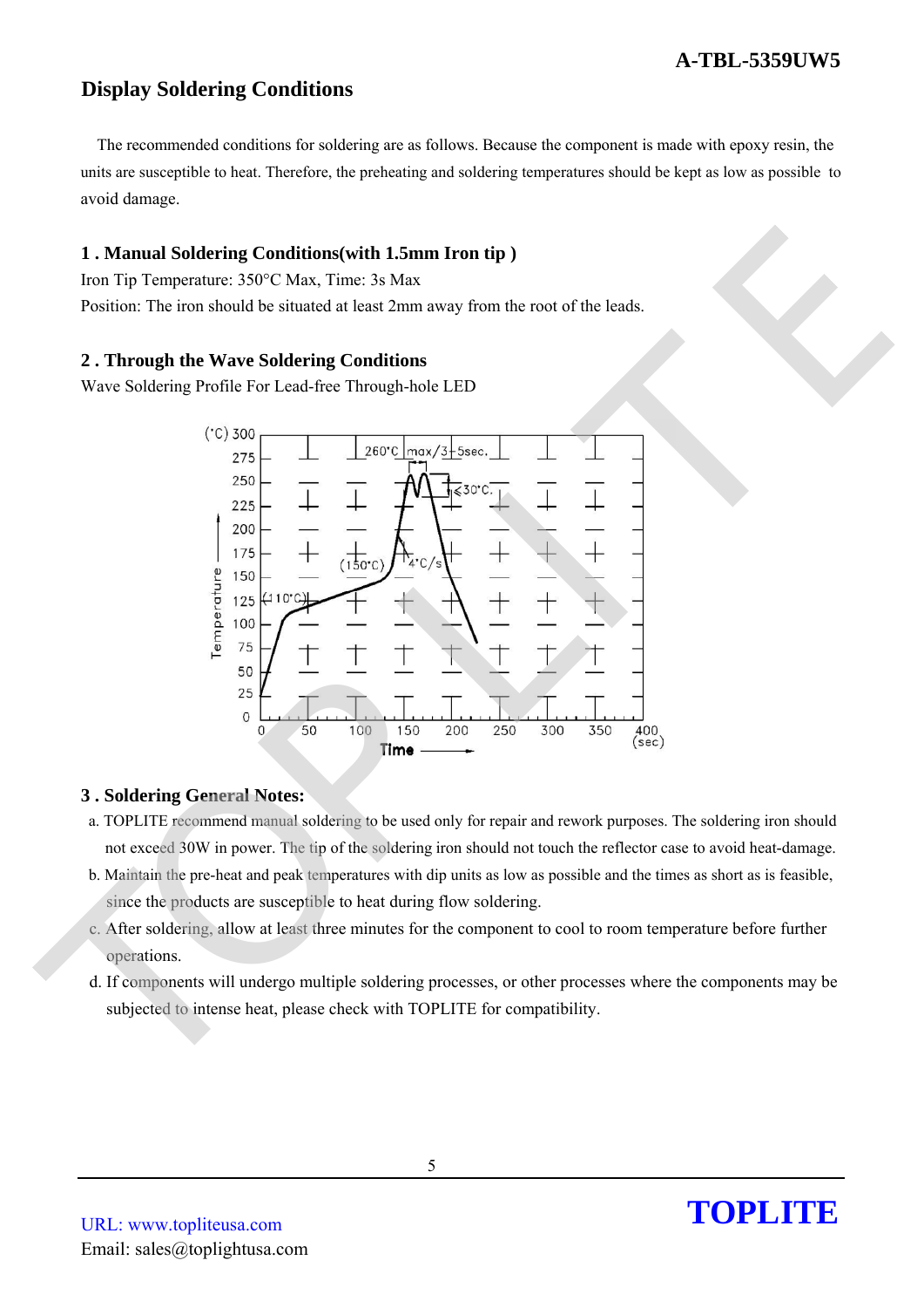## Display Soldering Conditions

The recommended conditions for soldering are as follows. Because the component is made with epoxy resin, the units are susceptible to heat. Therefore, the preheating and soldering temperatures should be kept as low as possible to avoid damage.

### 1 . Manual Soldering Conditions(with 1.5mm Iron tip )

Iron Tip Temperature: 350°C Max, Time: 3s Max

Position: The iron should be situated at least 2mm away from the root of the leads.

### 2 . Through the Wave Soldering Conditions

Wave Soldering Profile For Lead-free Through-hole LED

(°C) 300
275
250
225
200
175
150
125
100
75
50
25
0
Temperature
0 50 100 150 200 250 300 350 400 (sec)
Time
260°C max/3~5sec.
≤30°C.
(150°C)
4°C/s
110°C

### 3 . Soldering General Notes:

a. TOPLITE recommend manual soldering to be used only for repair and rework purposes. The soldering iron should not exceed 30W in power. The tip of the soldering iron should not touch the reflector case to avoid heat-damage.

b. Maintain the pre-heat and peak temperatures with dip units as low as possible and the times as short as is feasible, since the products are susceptible to heat during flow soldering.

c. After soldering, allow at least three minutes for the component to cool to room temperature before further operations.

d. If components will undergo multiple soldering processes, or other processes where the components may be subjected to intense heat, please check with TOPLITE for compatibility.

URL: www.topliteusa.com
Email: sales@toplightusa.com

TOPLITE